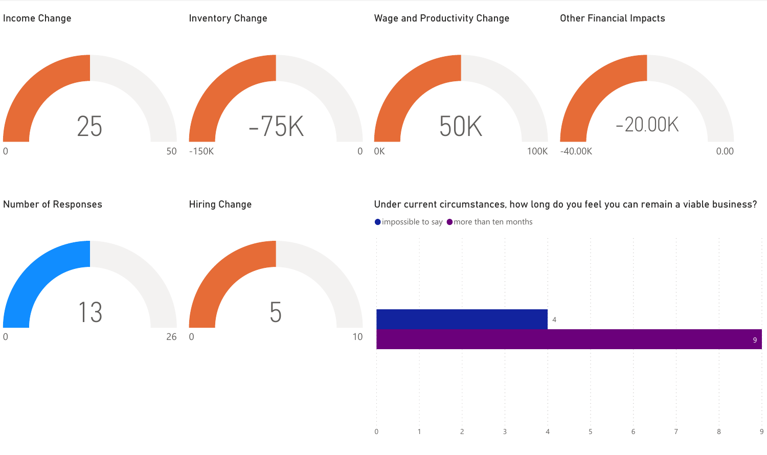## Income Change

25

0 — 50

## Inventory Change

-75K

-150K — 0

## Wage and Productivity Change

50K

0K — 100K

## Other Financial Impacts

-20.00K

-40.00K — 0.00

## Number of Responses

13

0 — 26

## Hiring Change

5

0 — 10

## Under current circumstances, how long do you feel you can remain a viable business?

| Response | Count |
| --- | --- |
| impossible to say | 4 |
| more than ten months | 9 |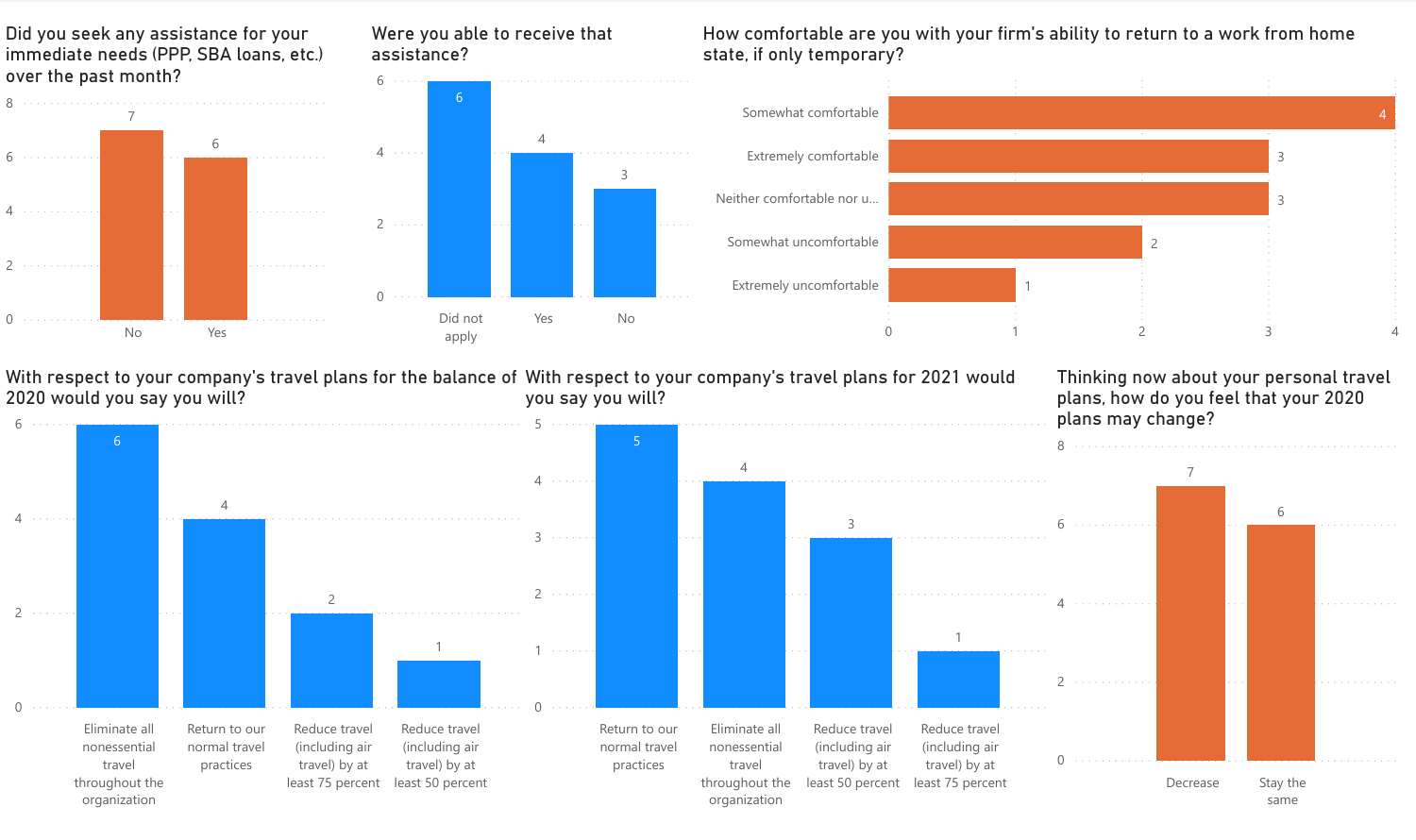Did you seek any assistance for your immediate needs (PPP, SBA loans, etc.) over the past month?

8
6
4
2
0
7
6
No
Yes

Were you able to receive that assistance?

6
4
2
0
6
4
3
Did not apply
Yes
No

How comfortable are you with your firm's ability to return to a work from home state, if only temporary?

Somewhat comfortable 4
Extremely comfortable 3
Neither comfortable nor u... 3
Somewhat uncomfortable 2
Extremely uncomfortable 1
0
1
2
3
4

With respect to your company's travel plans for the balance of 2020 would you say you will?

6
4
2
0
6
4
2
1
Eliminate all nonessential travel throughout the organization
Return to our normal travel practices
Reduce travel (including air travel) by at least 75 percent
Reduce travel (including air travel) by at least 50 percent

With respect to your company's travel plans for 2021 would you say you will?

5
4
3
2
1
0
5
4
3
1
Return to our normal travel practices
Eliminate all nonessential travel throughout the organization
Reduce travel (including air travel) by at least 50 percent
Reduce travel (including air travel) by at least 75 percent

Thinking now about your personal travel plans, how do you feel that your 2020 plans may change?

8
6
4
2
0
7
6
Decrease
Stay the same